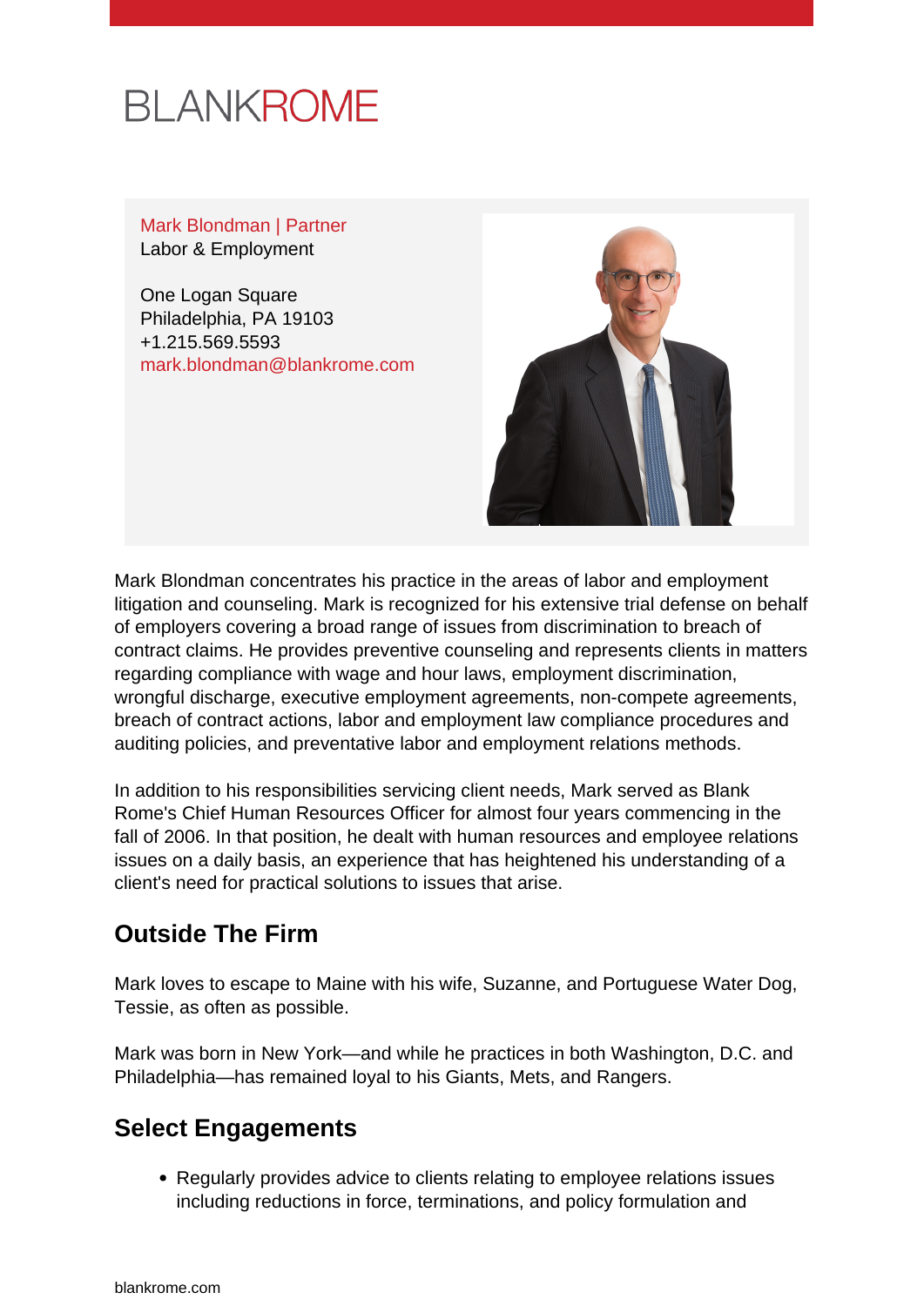BLANKROME

Mark Blondman | Partner
Labor & Employment

One Logan Square
Philadelphia, PA 19103
+1.215.569.5593
mark.blondman@blankrome.com

Mark Blondman concentrates his practice in the areas of labor and employment litigation and counseling. Mark is recognized for his extensive trial defense on behalf of employers covering a broad range of issues from discrimination to breach of contract claims. He provides preventive counseling and represents clients in matters regarding compliance with wage and hour laws, employment discrimination, wrongful discharge, executive employment agreements, non-compete agreements, breach of contract actions, labor and employment law compliance procedures and auditing policies, and preventative labor and employment relations methods.

In addition to his responsibilities servicing client needs, Mark served as Blank Rome's Chief Human Resources Officer for almost four years commencing in the fall of 2006. In that position, he dealt with human resources and employee relations issues on a daily basis, an experience that has heightened his understanding of a client's need for practical solutions to issues that arise.

## Outside The Firm

Mark loves to escape to Maine with his wife, Suzanne, and Portuguese Water Dog, Tessie, as often as possible.

Mark was born in New York—and while he practices in both Washington, D.C. and Philadelphia—has remained loyal to his Giants, Mets, and Rangers.

## Select Engagements

- Regularly provides advice to clients relating to employee relations issues including reductions in force, terminations, and policy formulation and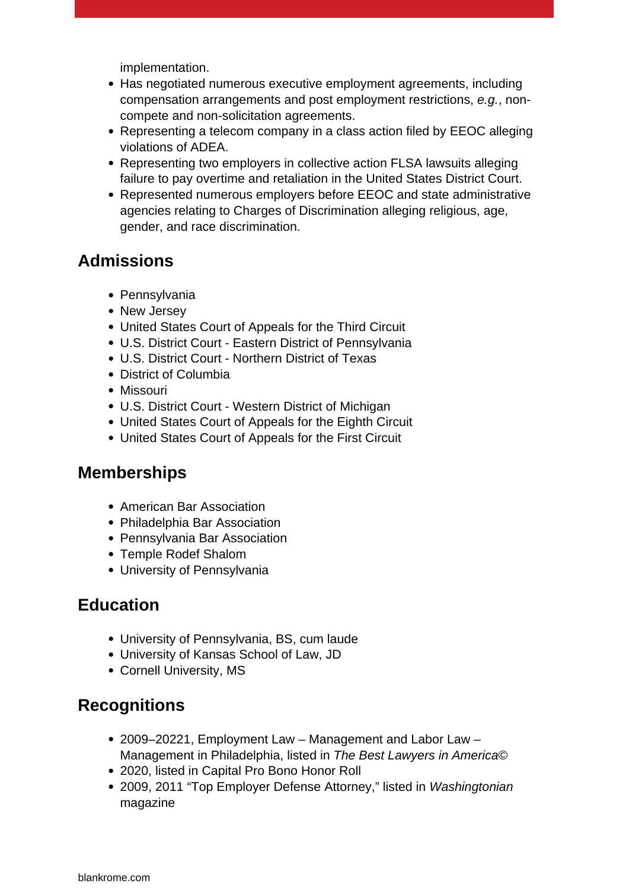implementation.

- Has negotiated numerous executive employment agreements, including compensation arrangements and post employment restrictions, *e.g.*, non-compete and non-solicitation agreements.
- Representing a telecom company in a class action filed by EEOC alleging violations of ADEA.
- Representing two employers in collective action FLSA lawsuits alleging failure to pay overtime and retaliation in the United States District Court.
- Represented numerous employers before EEOC and state administrative agencies relating to Charges of Discrimination alleging religious, age, gender, and race discrimination.

## Admissions

- Pennsylvania
- New Jersey
- United States Court of Appeals for the Third Circuit
- U.S. District Court - Eastern District of Pennsylvania
- U.S. District Court - Northern District of Texas
- District of Columbia
- Missouri
- U.S. District Court - Western District of Michigan
- United States Court of Appeals for the Eighth Circuit
- United States Court of Appeals for the First Circuit

## Memberships

- American Bar Association
- Philadelphia Bar Association
- Pennsylvania Bar Association
- Temple Rodef Shalom
- University of Pennsylvania

## Education

- University of Pennsylvania, BS, cum laude
- University of Kansas School of Law, JD
- Cornell University, MS

## Recognitions

- 2009–20221, Employment Law – Management and Labor Law – Management in Philadelphia, listed in *The Best Lawyers in America*©
- 2020, listed in Capital Pro Bono Honor Roll
- 2009, 2011 “Top Employer Defense Attorney,” listed in *Washingtonian* magazine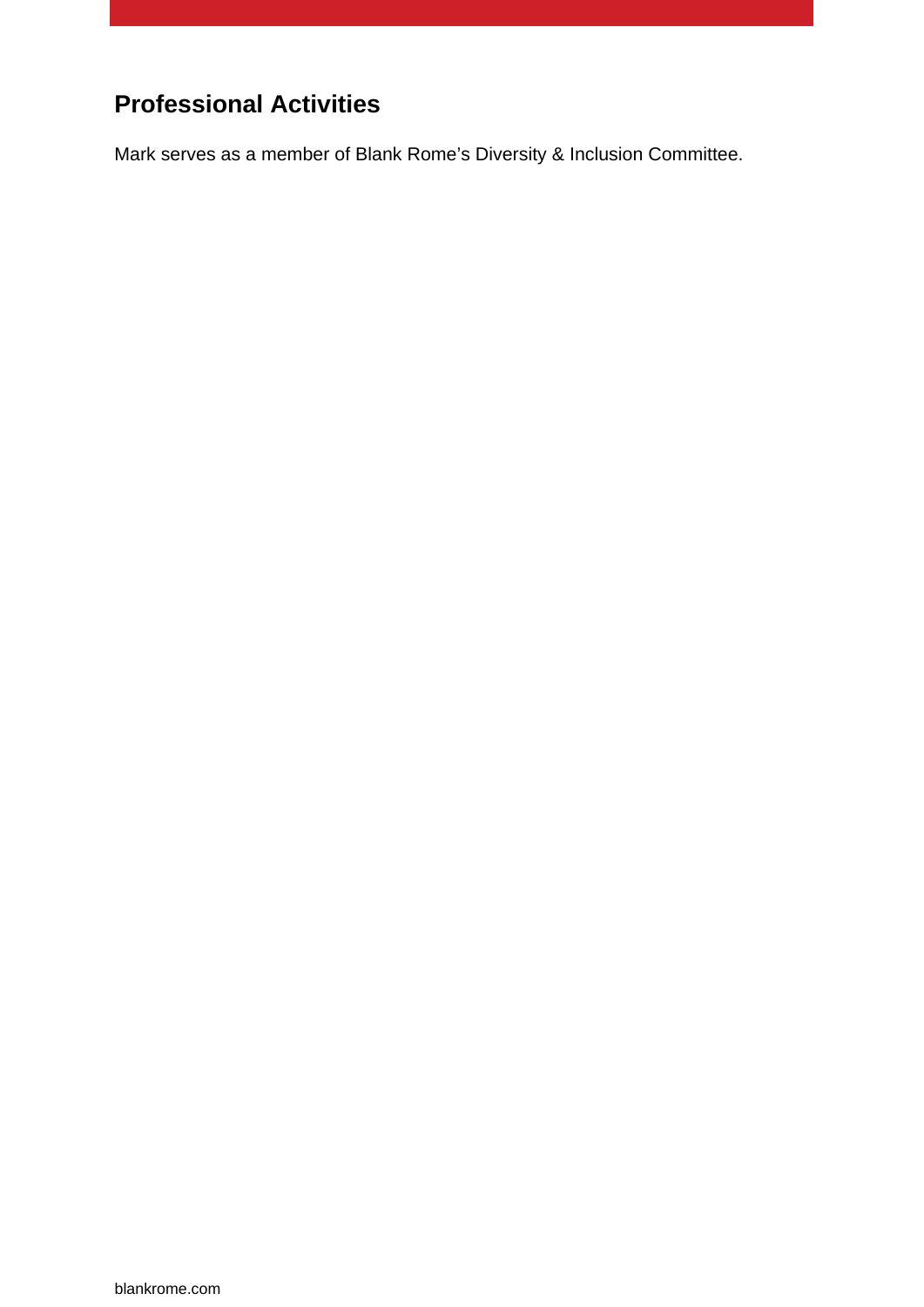## Professional Activities

Mark serves as a member of Blank Rome’s Diversity & Inclusion Committee.